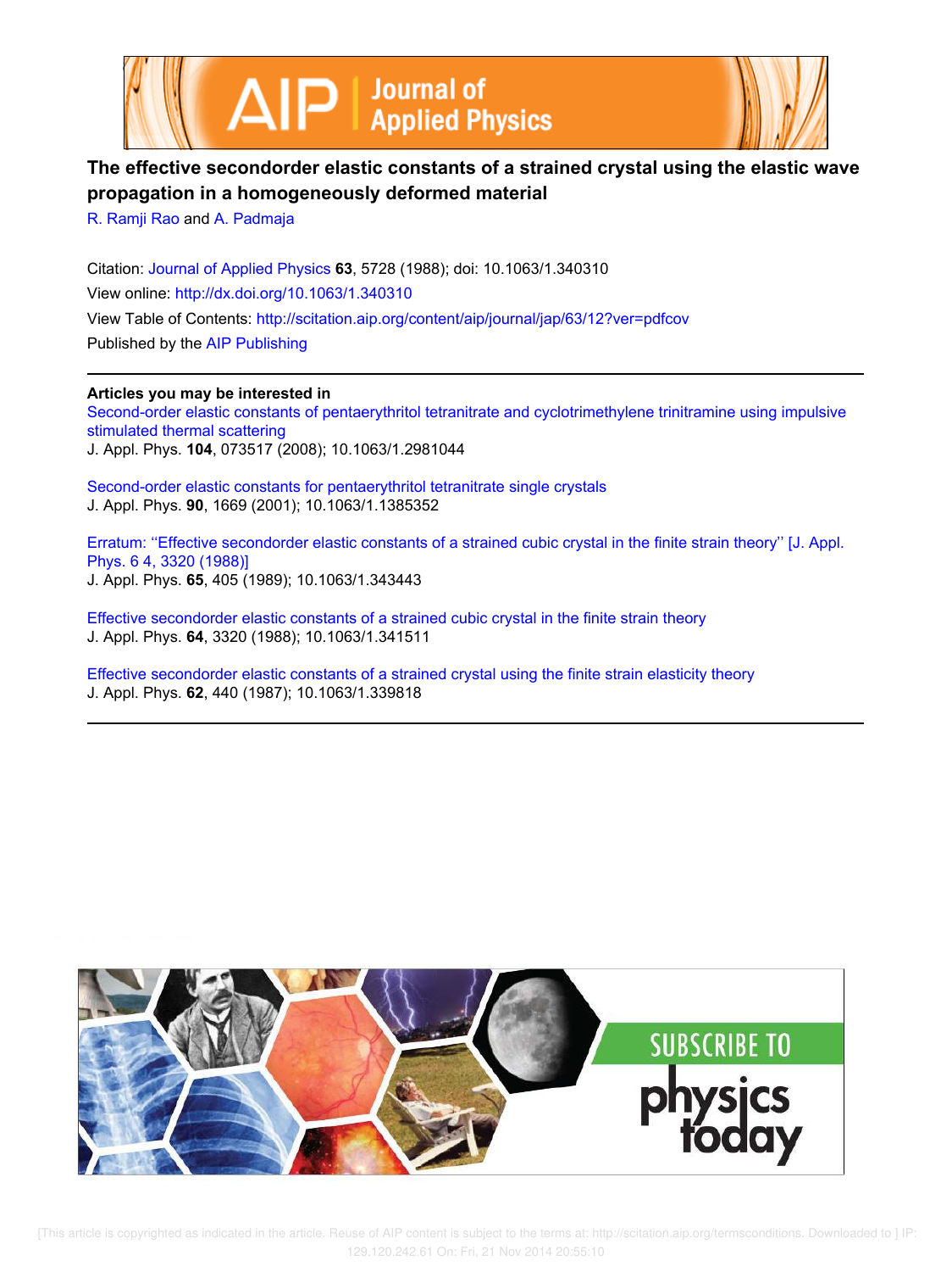# The effective secondorder elastic constants of a strained crystal using the elastic wave propagation in a homogeneously deformed material

R. Ramji Rao and A. Padmaja

Citation: Journal of Applied Physics **63**, 5728 (1988); doi: 10.1063/1.340310

View online: http://dx.doi.org/10.1063/1.340310

View Table of Contents: http://scitation.aip.org/content/aip/journal/jap/63/12?ver=pdfcov

Published by the AIP Publishing

**Articles you may be interested in**

Second-order elastic constants of pentaerythritol tetranitrate and cyclotrimethylene trinitramine using impulsive stimulated thermal scattering
J. Appl. Phys. **104**, 073517 (2008); 10.1063/1.2981044

Second-order elastic constants for pentaerythritol tetranitrate single crystals
J. Appl. Phys. **90**, 1669 (2001); 10.1063/1.1385352

Erratum: ''Effective secondorder elastic constants of a strained cubic crystal in the finite strain theory'' [J. Appl. Phys. 6 4, 3320 (1988)]
J. Appl. Phys. **65**, 405 (1989); 10.1063/1.343443

Effective secondorder elastic constants of a strained cubic crystal in the finite strain theory
J. Appl. Phys. **64**, 3320 (1988); 10.1063/1.341511

Effective secondorder elastic constants of a strained crystal using the finite strain elasticity theory
J. Appl. Phys. **62**, 440 (1987); 10.1063/1.339818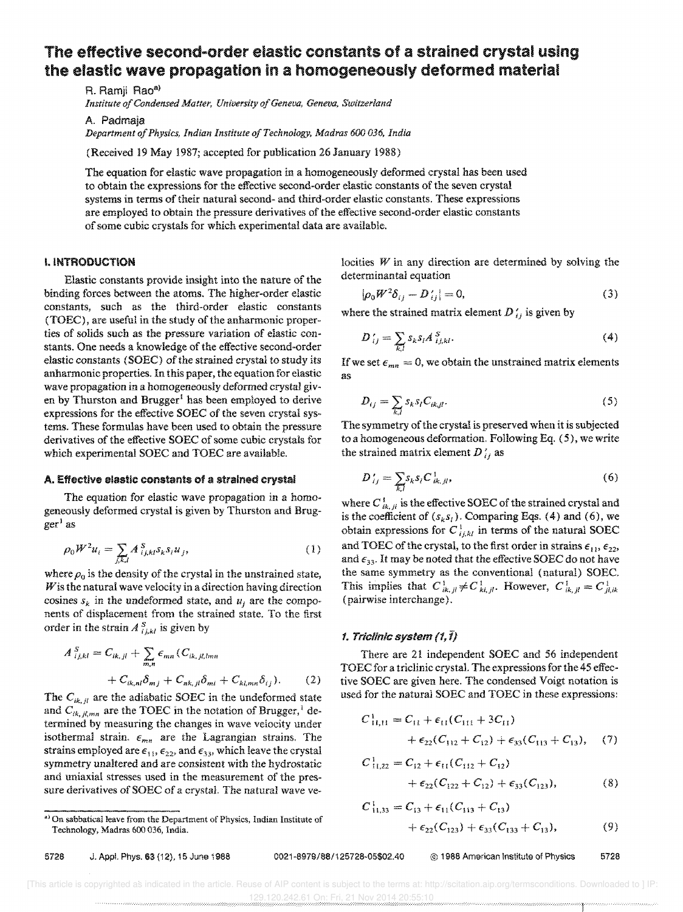# The effective second-order elastic constants of a strained crystal using the elastic wave propagation in a homogeneously deformed material

R. Ramji Rao[a)]

*Institute of Condensed Matter, University of Geneva, Geneva, Switzerland*

A. Padmaja

*Department of Physics, Indian Institute of Technology, Madras 600 036, India*

(Received 19 May 1987; accepted for publication 26 January 1988)

The equation for elastic wave propagation in a homogeneously deformed crystal has been used to obtain the expressions for the effective second-order elastic constants of the seven crystal systems in terms of their natural second- and third-order elastic constants. These expressions are employed to obtain the pressure derivatives of the effective second-order elastic constants of some cubic crystals for which experimental data are available.

## I. INTRODUCTION

Elastic constants provide insight into the nature of the binding forces between the atoms. The higher-order elastic constants, such as the third-order elastic constants (TOEC), are useful in the study of the anharmonic properties of solids such as the pressure variation of elastic constants. One needs a knowledge of the effective second-order elastic constants (SOEC) of the strained crystal to study its anharmonic properties. In this paper, the equation for elastic wave propagation in a homogeneously deformed crystal given by Thurston and Brugger[1] has been employed to derive expressions for the effective SOEC of the seven crystal systems. These formulas have been used to obtain the pressure derivatives of the effective SOEC of some cubic crystals for which experimental SOEC and TOEC are available.

### A. Effective elastic constants of a strained crystal

The equation for elastic wave propagation in a homogeneously deformed crystal is given by Thurston and Brugger[1] as

$$\rho_0 W^2 u_i = \sum_{j,k,l} A^S_{ij,kl} s_k s_l u_j, \tag{1}$$

where $\rho_0$ is the density of the crystal in the unstrained state, $W$ is the natural wave velocity in a direction having direction cosines $s_k$ in the undeformed state, and $u_j$ are the components of displacement from the strained state. To the first order in the strain $A^S_{ij,kl}$ is given by

$$A^S_{ij,kl} = C_{ik,jl} + \sum_{m,n} \epsilon_{mn} (C_{ik,jl,lmn} + C_{ik,nl}\delta_{mj} + C_{nk,jl}\delta_{mi} + C_{kl,mn}\delta_{ij}). \tag{2}$$

The $C_{ik,jl}$ are the adiabatic SOEC in the undeformed state and $C_{ik,jl,mn}$ are the TOEC in the notation of Brugger,[1] determined by measuring the changes in wave velocity under isothermal strain. $\epsilon_{mn}$ are the Lagrangian strains. The strains employed are $\epsilon_{11}$, $\epsilon_{22}$, and $\epsilon_{33}$, which leave the crystal symmetry unaltered and are consistent with the hydrostatic and uniaxial stresses used in the measurement of the pressure derivatives of SOEC of a crystal. The natural wave velocities $W$ in any direction are determined by solving the determinantal equation

$$|\rho_0 W^2 \delta_{ij} - D'_{ij}| = 0, \tag{3}$$

where the strained matrix element $D'_{ij}$ is given by

$$D'_{ij} = \sum_{k,l} s_k s_l A^S_{ij,kl}. \tag{4}$$

If we set $\epsilon_{mn} = 0$, we obtain the unstrained matrix elements as

$$D_{ij} = \sum_{k,l} s_k s_l C_{ik,jl}. \tag{5}$$

The symmetry of the crystal is preserved when it is subjected to a homogeneous deformation. Following Eq. (5), we write the strained matrix element $D'_{ij}$ as

$$D'_{ij} = \sum_{k,l} s_k s_l C^1_{ik,jl}, \tag{6}$$

where $C^1_{ik,jl}$ is the effective SOEC of the strained crystal and is the coefficient of $(s_k s_l)$. Comparing Eqs. (4) and (6), we obtain expressions for $C^1_{ij,kl}$ in terms of the natural SOEC and TOEC of the crystal, to the first order in strains $\epsilon_{11}$, $\epsilon_{22}$, and $\epsilon_{33}$. It may be noted that the effective SOEC do not have the same symmetry as the conventional (natural) SOEC. This implies that $C^1_{ik,jl} \neq C^1_{kl,jl}$. However, $C^1_{ik,jl} = C^1_{jl,ik}$ (pairwise interchange).

#### 1. Triclinic system $(1, \bar{1})$

There are 21 independent SOEC and 56 independent TOEC for a triclinic crystal. The expressions for the 45 effective SOEC are given here. The condensed Voigt notation is used for the natural SOEC and TOEC in these expressions:

$$C^1_{11,11} = C_{11} + \epsilon_{11}(C_{111} + 3C_{11}) + \epsilon_{22}(C_{112} + C_{12}) + \epsilon_{33}(C_{113} + C_{13}), \tag{7}$$

$$C^1_{11,22} = C_{12} + \epsilon_{11}(C_{112} + C_{12}) + \epsilon_{22}(C_{122} + C_{12}) + \epsilon_{33}(C_{123}), \tag{8}$$

$$C^1_{11,33} = C_{13} + \epsilon_{11}(C_{113} + C_{13}) + \epsilon_{22}(C_{123}) + \epsilon_{33}(C_{133} + C_{13}), \tag{9}$$

---

a) On sabbatical leave from the Department of Physics, Indian Institute of Technology, Madras 600 036, India.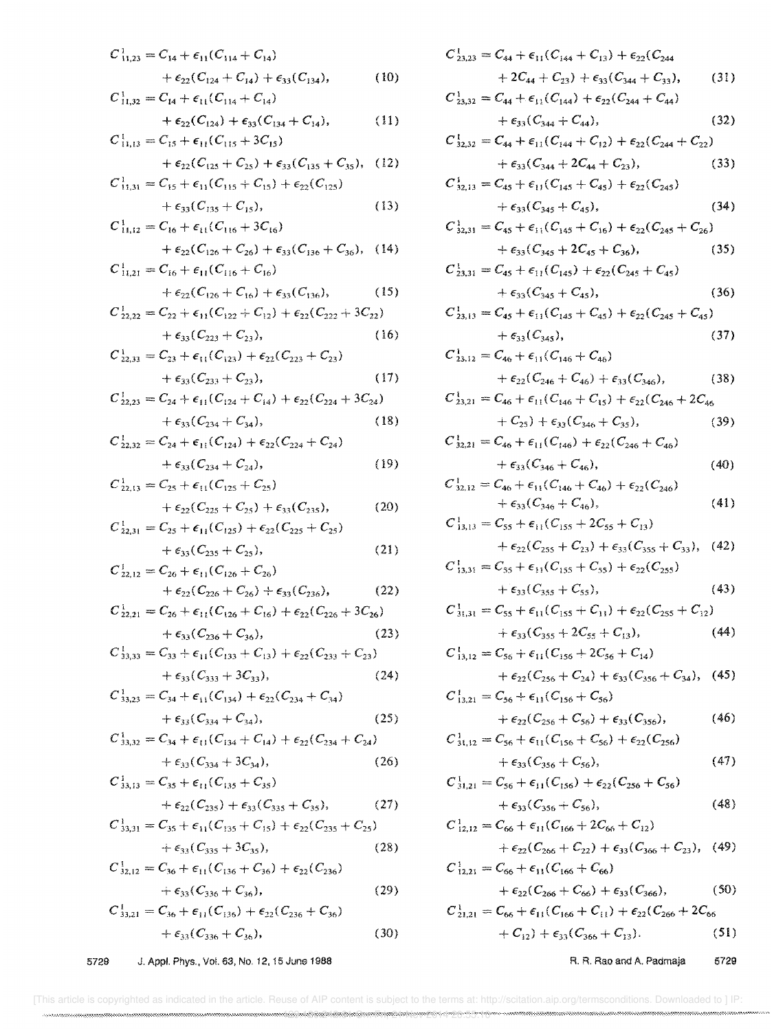$$C^1_{11,23} = C_{14} + \epsilon_{11}(C_{114} + C_{14}) + \epsilon_{22}(C_{124} + C_{14}) + \epsilon_{33}(C_{134}), \tag{10}$$

$$C^1_{11,32} = C_{14} + \epsilon_{11}(C_{114} + C_{14}) + \epsilon_{22}(C_{124}) + \epsilon_{33}(C_{134} + C_{14}), \tag{11}$$

$$C^1_{11,13} = C_{15} + \epsilon_{11}(C_{115} + 3C_{15}) + \epsilon_{22}(C_{125} + C_{25}) + \epsilon_{33}(C_{135} + C_{35}), \tag{12}$$

$$C^1_{11,31} = C_{15} + \epsilon_{11}(C_{115} + C_{15}) + \epsilon_{22}(C_{125}) + \epsilon_{33}(C_{135} + C_{15}), \tag{13}$$

$$C^1_{11,12} = C_{16} + \epsilon_{11}(C_{116} + 3C_{16}) + \epsilon_{22}(C_{126} + C_{26}) + \epsilon_{33}(C_{136} + C_{36}), \tag{14}$$

$$C^1_{11,21} = C_{16} + \epsilon_{11}(C_{116} + C_{16}) + \epsilon_{22}(C_{126} + C_{16}) + \epsilon_{33}(C_{136}), \tag{15}$$

$$C^1_{22,22} = C_{22} + \epsilon_{11}(C_{122} + C_{12}) + \epsilon_{22}(C_{222} + 3C_{22}) + \epsilon_{33}(C_{223} + C_{23}), \tag{16}$$

$$C^1_{22,33} = C_{23} + \epsilon_{11}(C_{123}) + \epsilon_{22}(C_{223} + C_{23}) + \epsilon_{33}(C_{233} + C_{23}), \tag{17}$$

$$C^1_{22,23} = C_{24} + \epsilon_{11}(C_{124} + C_{14}) + \epsilon_{22}(C_{224} + 3C_{24}) + \epsilon_{33}(C_{234} + C_{34}), \tag{18}$$

$$C^1_{22,32} = C_{24} + \epsilon_{11}(C_{124}) + \epsilon_{22}(C_{224} + C_{24}) + \epsilon_{33}(C_{234} + C_{24}), \tag{19}$$

$$C^1_{22,13} = C_{25} + \epsilon_{11}(C_{125} + C_{25}) + \epsilon_{22}(C_{225} + C_{25}) + \epsilon_{33}(C_{235}), \tag{20}$$

$$C^1_{22,31} = C_{25} + \epsilon_{11}(C_{125}) + \epsilon_{22}(C_{225} + C_{25}) + \epsilon_{33}(C_{235} + C_{25}), \tag{21}$$

$$C^1_{22,12} = C_{26} + \epsilon_{11}(C_{126} + C_{26}) + \epsilon_{22}(C_{226} + C_{26}) + \epsilon_{33}(C_{236}), \tag{22}$$

$$C^1_{22,21} = C_{26} + \epsilon_{11}(C_{126} + C_{16}) + \epsilon_{22}(C_{226} + 3C_{26}) + \epsilon_{33}(C_{236} + C_{36}), \tag{23}$$

$$C^1_{33,33} = C_{33} + \epsilon_{11}(C_{133} + C_{13}) + \epsilon_{22}(C_{233} + C_{23}) + \epsilon_{33}(C_{333} + 3C_{33}), \tag{24}$$

$$C^1_{33,23} = C_{34} + \epsilon_{11}(C_{134}) + \epsilon_{22}(C_{234} + C_{34}) + \epsilon_{33}(C_{334} + C_{34}), \tag{25}$$

$$C^1_{33,32} = C_{34} + \epsilon_{11}(C_{134} + C_{14}) + \epsilon_{22}(C_{234} + C_{24}) + \epsilon_{33}(C_{334} + 3C_{34}), \tag{26}$$

$$C^1_{33,13} = C_{35} + \epsilon_{11}(C_{135} + C_{35}) + \epsilon_{22}(C_{235}) + \epsilon_{33}(C_{335} + C_{35}), \tag{27}$$

$$C^1_{33,31} = C_{35} + \epsilon_{11}(C_{135} + C_{15}) + \epsilon_{22}(C_{235} + C_{25}) + \epsilon_{33}(C_{335} + 3C_{35}), \tag{28}$$

$$C^1_{32,12} = C_{36} + \epsilon_{11}(C_{136} + C_{36}) + \epsilon_{22}(C_{236}) + \epsilon_{33}(C_{336} + C_{36}), \tag{29}$$

$$C^1_{33,21} = C_{36} + \epsilon_{11}(C_{136}) + \epsilon_{22}(C_{236} + C_{36}) + \epsilon_{33}(C_{336} + C_{36}), \tag{30}$$

$$C^1_{23,23} = C_{44} + \epsilon_{11}(C_{144} + C_{13}) + \epsilon_{22}(C_{244} + 2C_{44} + C_{23}) + \epsilon_{33}(C_{344} + C_{33}), \tag{31}$$

$$C^1_{23,32} = C_{44} + \epsilon_{11}(C_{144}) + \epsilon_{22}(C_{244} + C_{44}) + \epsilon_{33}(C_{344} + C_{44}), \tag{32}$$

$$C^1_{32,32} = C_{44} + \epsilon_{11}(C_{144} + C_{12}) + \epsilon_{22}(C_{244} + C_{22}) + \epsilon_{33}(C_{344} + 2C_{44} + C_{23}), \tag{33}$$

$$C^1_{32,13} = C_{45} + \epsilon_{11}(C_{145} + C_{45}) + \epsilon_{22}(C_{245}) + \epsilon_{33}(C_{345} + C_{45}), \tag{34}$$

$$C^1_{32,31} = C_{45} + \epsilon_{11}(C_{145} + C_{16}) + \epsilon_{22}(C_{245} + C_{26}) + \epsilon_{33}(C_{345} + 2C_{45} + C_{36}), \tag{35}$$

$$C^1_{23,31} = C_{45} + \epsilon_{11}(C_{145}) + \epsilon_{22}(C_{245} + C_{45}) + \epsilon_{33}(C_{345} + C_{45}), \tag{36}$$

$$C^1_{23,13} = C_{45} + \epsilon_{11}(C_{145} + C_{45}) + \epsilon_{22}(C_{245} + C_{45}) + \epsilon_{33}(C_{345}), \tag{37}$$

$$C^1_{23,12} = C_{46} + \epsilon_{11}(C_{146} + C_{46}) + \epsilon_{22}(C_{246} + C_{46}) + \epsilon_{33}(C_{346}), \tag{38}$$

$$C^1_{23,21} = C_{46} + \epsilon_{11}(C_{146} + C_{15}) + \epsilon_{22}(C_{246} + 2C_{46} + C_{25}) + \epsilon_{33}(C_{346} + C_{35}), \tag{39}$$

$$C^1_{32,21} = C_{46} + \epsilon_{11}(C_{146}) + \epsilon_{22}(C_{246} + C_{46}) + \epsilon_{33}(C_{346} + C_{46}), \tag{40}$$

$$C^1_{32,12} = C_{46} + \epsilon_{11}(C_{146} + C_{46}) + \epsilon_{22}(C_{246}) + \epsilon_{33}(C_{346} + C_{46}), \tag{41}$$

$$C^1_{13,13} = C_{55} + \epsilon_{11}(C_{155} + 2C_{55} + C_{13}) + \epsilon_{22}(C_{255} + C_{23}) + \epsilon_{33}(C_{355} + C_{33}), \tag{42}$$

$$C^1_{13,31} = C_{55} + \epsilon_{11}(C_{155} + C_{55}) + \epsilon_{22}(C_{255}) + \epsilon_{33}(C_{355} + C_{55}), \tag{43}$$

$$C^1_{31,31} = C_{55} + \epsilon_{11}(C_{155} + C_{11}) + \epsilon_{22}(C_{255} + C_{12}) + \epsilon_{33}(C_{355} + 2C_{55} + C_{13}), \tag{44}$$

$$C^1_{13,12} = C_{56} + \epsilon_{11}(C_{156} + 2C_{56} + C_{14}) + \epsilon_{22}(C_{256} + C_{24}) + \epsilon_{33}(C_{356} + C_{34}), \tag{45}$$

$$C^1_{13,21} = C_{56} + \epsilon_{11}(C_{156} + C_{56}) + \epsilon_{22}(C_{256} + C_{56}) + \epsilon_{33}(C_{356}), \tag{46}$$

$$C^1_{31,12} = C_{56} + \epsilon_{11}(C_{156} + C_{56}) + \epsilon_{22}(C_{256}) + \epsilon_{33}(C_{356} + C_{56}), \tag{47}$$

$$C^1_{31,21} = C_{56} + \epsilon_{11}(C_{156}) + \epsilon_{22}(C_{256} + C_{56}) + \epsilon_{33}(C_{356} + C_{56}), \tag{48}$$

$$C^1_{12,12} = C_{66} + \epsilon_{11}(C_{166} + 2C_{66} + C_{12}) + \epsilon_{22}(C_{266} + C_{22}) + \epsilon_{33}(C_{366} + C_{23}), \tag{49}$$

$$C^1_{12,21} = C_{66} + \epsilon_{11}(C_{166} + C_{66}) + \epsilon_{22}(C_{266} + C_{66}) + \epsilon_{33}(C_{366}), \tag{50}$$

$$C^1_{21,21} = C_{66} + \epsilon_{11}(C_{166} + C_{11}) + \epsilon_{22}(C_{266} + 2C_{66} + C_{12}) + \epsilon_{33}(C_{366} + C_{13}). \tag{51}$$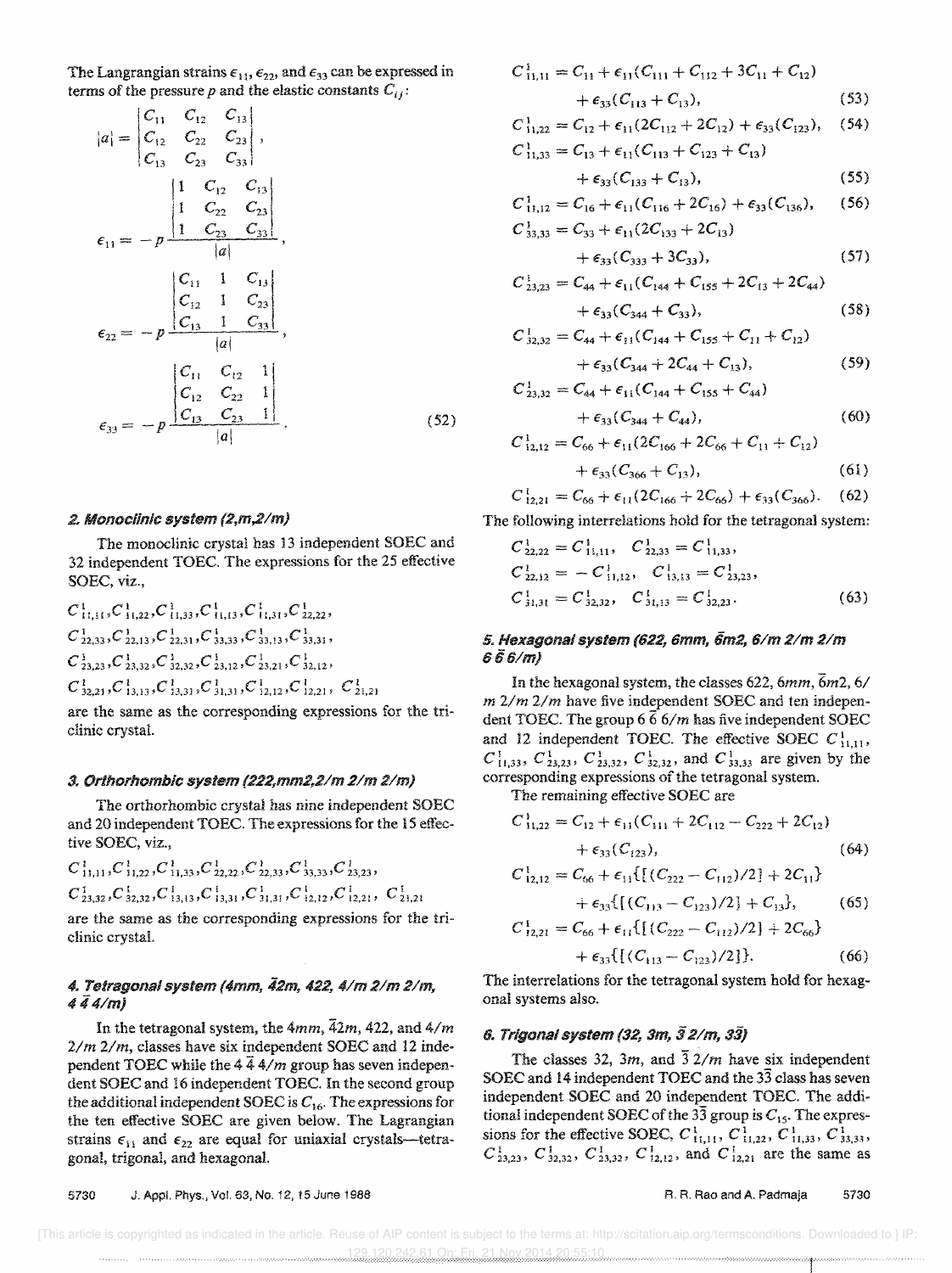The Langrangian strains $\epsilon_{11}$, $\epsilon_{22}$, and $\epsilon_{33}$ can be expressed in terms of the pressure $p$ and the elastic constants $C_{ij}$:

$$|a| = \begin{vmatrix} C_{11} & C_{12} & C_{13} \\ C_{12} & C_{22} & C_{23} \\ C_{13} & C_{23} & C_{33} \end{vmatrix},$$

$$\epsilon_{11} = -p \frac{\begin{vmatrix} 1 & C_{12} & C_{13} \\ 1 & C_{22} & C_{23} \\ 1 & C_{23} & C_{33} \end{vmatrix}}{|a|},$$

$$\epsilon_{22} = -p \frac{\begin{vmatrix} C_{11} & 1 & C_{13} \\ C_{12} & 1 & C_{23} \\ C_{13} & 1 & C_{33} \end{vmatrix}}{|a|},$$

$$\epsilon_{33} = -p \frac{\begin{vmatrix} C_{11} & C_{12} & 1 \\ C_{12} & C_{22} & 1 \\ C_{13} & C_{23} & 1 \end{vmatrix}}{|a|}. \tag{52}$$

### 2. Monoclinic system (2,m,2/m)

The monoclinic crystal has 13 independent SOEC and 32 independent TOEC. The expressions for the 25 effective SOEC, viz.,

$C^1_{11,11}, C^1_{11,22}, C^1_{11,33}, C^1_{11,13}, C^1_{11,31}, C^1_{22,22},$
$C^1_{22,33}, C^1_{22,13}, C^1_{22,31}, C^1_{33,33}, C^1_{33,13}, C^1_{33,31},$
$C^1_{23,23}, C^1_{23,32}, C^1_{32,32}, C^1_{23,12}, C^1_{23,21}, C^1_{32,12},$
$C^1_{32,21}, C^1_{13,13}, C^1_{13,31}, C^1_{31,31}, C^1_{12,12}, C^1_{12,21},\ C^1_{21,21}$

are the same as the corresponding expressions for the triclinic crystal.

### 3. Orthorhombic system (222,mm2,2/m 2/m 2/m)

The orthorhombic crystal has nine independent SOEC and 20 independent TOEC. The expressions for the 15 effective SOEC, viz.,

$C^1_{11,11}, C^1_{11,22}, C^1_{11,33}, C^1_{22,22}, C^1_{22,33}, C^1_{33,33}, C^1_{23,23},$
$C^1_{23,32}, C^1_{32,32}, C^1_{13,13}, C^1_{13,31}, C^1_{31,31}, C^1_{12,12}, C^1_{12,21},\ C^1_{21,21}$

are the same as the corresponding expressions for the triclinic crystal.

### 4. Tetragonal system (4mm, $\bar{4}$2m, 422, 4/m 2/m 2/m, 4 $\bar{4}$ 4/m)

In the tetragonal system, the $4mm$, $\bar{4}2m$, 422, and $4/m$ $2/m$ $2/m$, classes have six independent SOEC and 12 independent TOEC while the $4\,\bar{4}\,4/m$ group has seven independent SOEC and 16 independent TOEC. In the second group the additional independent SOEC is $C_{16}$. The expressions for the ten effective SOEC are given below. The Lagrangian strains $\epsilon_{11}$ and $\epsilon_{22}$ are equal for uniaxial crystals—tetragonal, trigonal, and hexagonal.

$$C^1_{11,11} = C_{11} + \epsilon_{11}(C_{111} + C_{112} + 3C_{11} + C_{12}) + \epsilon_{33}(C_{113} + C_{13}), \tag{53}$$

$$C^1_{11,22} = C_{12} + \epsilon_{11}(2C_{112} + 2C_{12}) + \epsilon_{33}(C_{123}), \tag{54}$$

$$C^1_{11,33} = C_{13} + \epsilon_{11}(C_{113} + C_{123} + C_{13}) + \epsilon_{33}(C_{133} + C_{13}), \tag{55}$$

$$C^1_{11,12} = C_{16} + \epsilon_{11}(C_{116} + 2C_{16}) + \epsilon_{33}(C_{136}), \tag{56}$$

$$C^1_{33,33} = C_{33} + \epsilon_{11}(2C_{133} + 2C_{13}) + \epsilon_{33}(C_{333} + 3C_{33}), \tag{57}$$

$$C^1_{23,23} = C_{44} + \epsilon_{11}(C_{144} + C_{155} + 2C_{13} + 2C_{44}) + \epsilon_{33}(C_{344} + C_{33}), \tag{58}$$

$$C^1_{32,32} = C_{44} + \epsilon_{11}(C_{144} + C_{155} + C_{11} + C_{12}) + \epsilon_{33}(C_{344} + 2C_{44} + C_{13}), \tag{59}$$

$$C^1_{23,32} = C_{44} + \epsilon_{11}(C_{144} + C_{155} + C_{44}) + \epsilon_{33}(C_{344} + C_{44}), \tag{60}$$

$$C^1_{12,12} = C_{66} + \epsilon_{11}(2C_{166} + 2C_{66} + C_{11} + C_{12}) + \epsilon_{33}(C_{366} + C_{13}), \tag{61}$$

$$C^1_{12,21} = C_{66} + \epsilon_{11}(2C_{166} + 2C_{66}) + \epsilon_{33}(C_{366}). \tag{62}$$

The following interrelations hold for the tetragonal system:

$$C^1_{22,22} = C^1_{11,11},\quad C^1_{22,33} = C^1_{11,33},$$
$$C^1_{22,12} = -C^1_{11,12},\quad C^1_{13,13} = C^1_{23,23},$$
$$C^1_{31,31} = C^1_{32,32},\quad C^1_{31,13} = C^1_{32,23}. \tag{63}$$

### 5. Hexagonal system (622, 6mm, $\bar{6}$m2, 6/m 2/m 2/m 6 $\bar{6}$ 6/m)

In the hexagonal system, the classes 622, $6mm$, $\bar{6}m2$, $6/m$ $2/m$ $2/m$ have five independent SOEC and ten independent TOEC. The group $6\,\bar{6}\,6/m$ has five independent SOEC and 12 independent TOEC. The effective SOEC $C^1_{11,11}$, $C^1_{11,33}$, $C^1_{23,23}$, $C^1_{23,32}$, $C^1_{32,32}$, and $C^1_{33,33}$ are given by the corresponding expressions of the tetragonal system.

The remaining effective SOEC are

$$C^1_{11,22} = C_{12} + \epsilon_{11}(C_{111} + 2C_{112} - C_{222} + 2C_{12}) + \epsilon_{33}(C_{123}), \tag{64}$$

$$C^1_{12,12} = C_{66} + \epsilon_{11}\{[(C_{222} - C_{112})/2] + 2C_{11}\} + \epsilon_{33}\{[(C_{113} - C_{123})/2] + C_{13}\}, \tag{65}$$

$$C^1_{12,21} = C_{66} + \epsilon_{11}\{[(C_{222} - C_{112})/2] + 2C_{66}\} + \epsilon_{33}\{[(C_{113} - C_{123})/2]\}. \tag{66}$$

The interrelations for the tetragonal system hold for hexagonal systems also.

### 6. Trigonal system (32, 3m, $\bar{3}$ 2/m, 3$\bar{3}$)

The classes 32, $3m$, and $\bar{3}\,2/m$ have six independent SOEC and 14 independent TOEC and the $3\bar{3}$ class has seven independent SOEC and 20 independent TOEC. The additional independent SOEC of the $3\bar{3}$ group is $C_{15}$. The expressions for the effective SOEC, $C^1_{11,11}$, $C^1_{11,22}$, $C^1_{11,33}$, $C^1_{33,33}$, $C^1_{23,23}$, $C^1_{32,32}$, $C^1_{23,32}$, $C^1_{12,12}$, and $C^1_{12,21}$ are the same as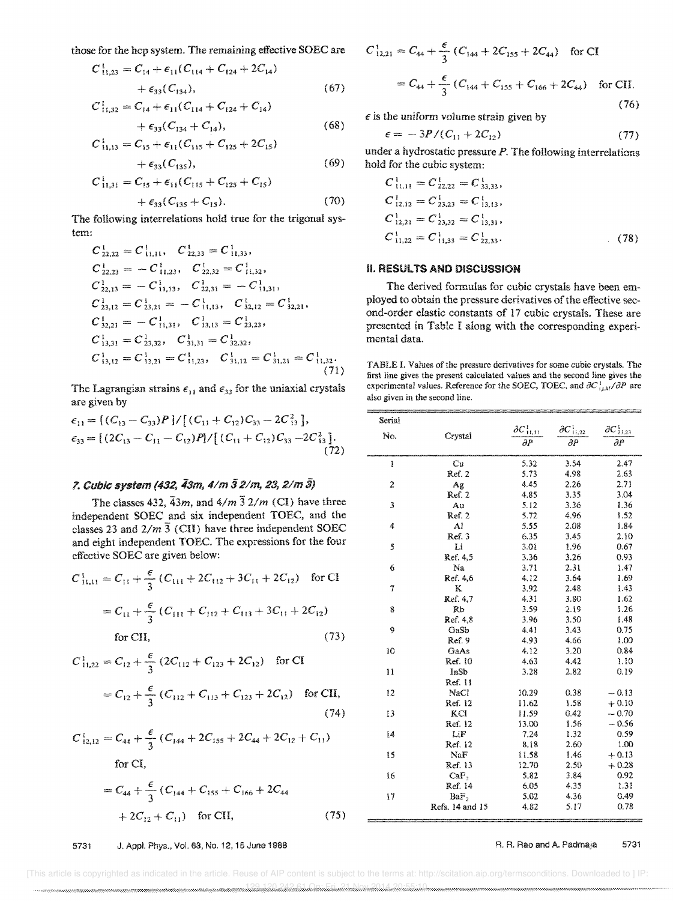those for the hcp system. The remaining effective SOEC are

$$C^1_{11,23} = C_{14} + \epsilon_{11}(C_{114} + C_{124} + 2C_{14}) + \epsilon_{33}(C_{134}), \tag{67}$$

$$C^1_{11,32} = C_{14} + \epsilon_{11}(C_{114} + C_{124} + C_{14}) + \epsilon_{33}(C_{134} + C_{14}), \tag{68}$$

$$C^1_{11,13} = C_{15} + \epsilon_{11}(C_{115} + C_{125} + 2C_{15}) + \epsilon_{33}(C_{135}), \tag{69}$$

$$C^1_{11,31} = C_{15} + \epsilon_{11}(C_{115} + C_{125} + C_{15}) + \epsilon_{33}(C_{135} + C_{15}). \tag{70}$$

The following interrelations hold true for the trigonal system:

$$\begin{aligned}
&C^1_{22,22} = C^1_{11,11}, \quad C^1_{22,33} = C^1_{11,33},\\
&C^1_{22,23} = -C^1_{11,23}, \quad C^1_{22,32} = C^1_{11,32},\\
&C^1_{22,13} = -C^1_{11,13}, \quad C^1_{22,31} = -C^1_{11,31},\\
&C^1_{23,12} = C^1_{23,21} = -C^1_{11,13}, \quad C^1_{32,12} = C^1_{32,21},\\
&C^1_{32,21} = -C^1_{11,31}, \quad C^1_{13,13} = C^1_{23,23},\\
&C^1_{13,31} = C^1_{23,32}, \quad C^1_{31,31} = C^1_{32,32},\\
&C^1_{13,12} = C^1_{13,21} = C^1_{11,23}, \quad C^1_{31,12} = C^1_{31,21} = C^1_{11,32}.
\end{aligned} \tag{71}$$

The Lagrangian strains $\epsilon_{11}$ and $\epsilon_{33}$ for the uniaxial crystals are given by

$$\begin{aligned}
\epsilon_{11} &= [(C_{13} - C_{33})P]/[(C_{11} + C_{12})C_{33} - 2C^2_{13}],\\
\epsilon_{33} &= [(2C_{13} - C_{11} - C_{12})P]/[(C_{11} + C_{12})C_{33} - 2C^2_{13}].
\end{aligned} \tag{72}$$

### 7. Cubic system (432, $\bar{4}3m$, $4/m\,\bar{3}\,2/m$, 23, $2/m\,\bar{3}$)

The classes 432, $\bar{4}3m$, and $4/m\,\bar{3}\,2/m$ (CI) have three independent SOEC and six independent TOEC, and the classes 23 and $2/m\,\bar{3}$ (CII) have three independent SOEC and eight independent TOEC. The expressions for the four effective SOEC are given below:

$$\begin{aligned}
C^1_{11,11} &= C_{11} + \frac{\epsilon}{3}(C_{111} + 2C_{112} + 3C_{11} + 2C_{12}) \quad \text{for CI}\\
&= C_{11} + \frac{\epsilon}{3}(C_{111} + C_{112} + C_{113} + 3C_{11} + 2C_{12}) \quad \text{for CII},
\end{aligned} \tag{73}$$

$$\begin{aligned}
C^1_{11,22} &= C_{12} + \frac{\epsilon}{3}(2C_{112} + C_{123} + 2C_{12}) \quad \text{for CI}\\
&= C_{12} + \frac{\epsilon}{3}(C_{112} + C_{113} + C_{123} + 2C_{12}) \quad \text{for CII},
\end{aligned} \tag{74}$$

$$\begin{aligned}
C^1_{12,12} &= C_{44} + \frac{\epsilon}{3}(C_{144} + 2C_{155} + 2C_{44} + 2C_{12} + C_{11}) \quad \text{for CI},\\
&= C_{44} + \frac{\epsilon}{3}(C_{144} + C_{155} + C_{166} + 2C_{44} + 2C_{12} + C_{11}) \quad \text{for CII},
\end{aligned} \tag{75}$$

$$\begin{aligned}
C^1_{12,21} &= C_{44} + \frac{\epsilon}{3}(C_{144} + 2C_{155} + 2C_{44}) \quad \text{for CI}\\
&= C_{44} + \frac{\epsilon}{3}(C_{144} + C_{155} + C_{166} + 2C_{44}) \quad \text{for CII}.
\end{aligned} \tag{76}$$

$\epsilon$ is the uniform volume strain given by

$$\epsilon = -3P/(C_{11} + 2C_{12}) \tag{77}$$

under a hydrostatic pressure $P$. The following interrelations hold for the cubic system:

$$\begin{aligned}
&C^1_{11,11} = C^1_{22,22} = C^1_{33,33},\\
&C^1_{12,12} = C^1_{23,23} = C^1_{13,13},\\
&C^1_{12,21} = C^1_{23,32} = C^1_{13,31},\\
&C^1_{11,22} = C^1_{11,33} = C^1_{22,33}.
\end{aligned} \tag{78}$$

## II. RESULTS AND DISCUSSION

The derived formulas for cubic crystals have been employed to obtain the pressure derivatives of the effective second-order elastic constants of 17 cubic crystals. These are presented in Table I along with the corresponding experimental data.

TABLE I. Values of the pressure derivatives for some cubic crystals. The first line gives the present calculated values and the second line gives the experimental values. Reference for the SOEC, TOEC, and $\partial C^1_{ij,kl}/\partial P$ are also given in the second line.

| Serial No. | Crystal | $\partial C^1_{11,11}/\partial P$ | $\partial C^1_{11,22}/\partial P$ | $\partial C^1_{23,23}/\partial P$ |
|---|---|---|---|---|
| 1 | Cu | 5.32 | 3.54 | 2.47 |
| | Ref. 2 | 5.73 | 4.98 | 2.63 |
| 2 | Ag | 4.45 | 2.26 | 2.71 |
| | Ref. 2 | 4.85 | 3.35 | 3.04 |
| 3 | Au | 5.12 | 3.36 | 1.36 |
| | Ref. 2 | 5.72 | 4.96 | 1.52 |
| 4 | Al | 5.55 | 2.08 | 1.84 |
| | Ref. 3 | 6.35 | 3.45 | 2.10 |
| 5 | Li | 3.01 | 1.96 | 0.67 |
| | Ref. 4,5 | 3.36 | 3.26 | 0.93 |
| 6 | Na | 3.71 | 2.31 | 1.47 |
| | Ref. 4,6 | 4.12 | 3.64 | 1.69 |
| 7 | K | 3.92 | 2.48 | 1.43 |
| | Ref. 4,7 | 4.31 | 3.80 | 1.62 |
| 8 | Rb | 3.59 | 2.19 | 1.26 |
| | Ref. 4,8 | 3.96 | 3.50 | 1.48 |
| 9 | GaSb | 4.41 | 3.43 | 0.75 |
| | Ref. 9 | 4.93 | 4.66 | 1.00 |
| 10 | GaAs | 4.12 | 3.20 | 0.84 |
| | Ref. 10 | 4.63 | 4.42 | 1.10 |
| 11 | InSb | 3.28 | 2.82 | 0.19 |
| | Ref. 11 | | | |
| 12 | NaCl | 10.29 | 0.38 | −0.13 |
| | Ref. 12 | 11.62 | 1.58 | +0.10 |
| 13 | KCl | 11.59 | 0.42 | −0.70 |
| | Ref. 12 | 13.00 | 1.56 | −0.56 |
| 14 | LiF | 7.24 | 1.32 | 0.59 |
| | Ref. 12 | 8.18 | 2.60 | 1.00 |
| 15 | NaF | 11.58 | 1.46 | +0.13 |
| | Ref. 13 | 12.70 | 2.50 | +0.28 |
| 16 | $CaF_2$ | 5.82 | 3.84 | 0.92 |
| | Ref. 14 | 6.05 | 4.35 | 1.31 |
| 17 | $BaF_2$ | 5.02 | 4.36 | 0.49 |
| | Refs. 14 and 15 | 4.82 | 5.17 | 0.78 |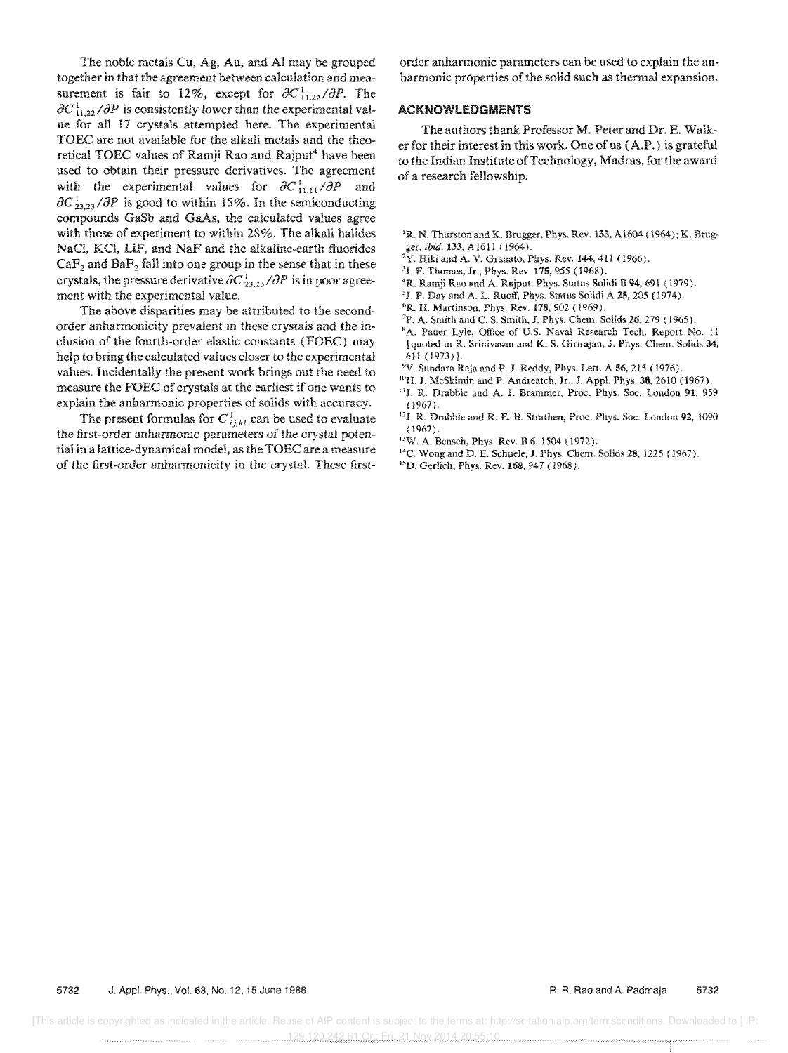The noble metals Cu, Ag, Au, and Al may be grouped together in that the agreement between calculation and measurement is fair to 12%, except for $\partial C^{1}_{11,22}/\partial P$. The $\partial C^{1}_{11,22}/\partial P$ is consistently lower than the experimental value for all 17 crystals attempted here. The experimental TOEC are not available for the alkali metals and the theoretical TOEC values of Ramji Rao and Rajput[4] have been used to obtain their pressure derivatives. The agreement with the experimental values for $\partial C^{1}_{11,11}/\partial P$ and $\partial C^{1}_{23,23}/\partial P$ is good to within 15%. In the semiconducting compounds GaSb and GaAs, the calculated values agree with those of experiment to within 28%. The alkali halides NaCl, KCl, LiF, and NaF and the alkaline-earth fluorides $CaF_2$ and $BaF_2$ fall into one group in the sense that in these crystals, the pressure derivative $\partial C^{1}_{23,23}/\partial P$ is in poor agreement with the experimental value.

The above disparities may be attributed to the second-order anharmonicity prevalent in these crystals and the inclusion of the fourth-order elastic constants (FOEC) may help to bring the calculated values closer to the experimental values. Incidentally the present work brings out the need to measure the FOEC of crystals at the earliest if one wants to explain the anharmonic properties of solids with accuracy.

The present formulas for $C^{1}_{ij,kl}$ can be used to evaluate the first-order anharmonic parameters of the crystal potential in a lattice-dynamical model, as the TOEC are a measure of the first-order anharmonicity in the crystal. These first-order anharmonic parameters can be used to explain the anharmonic properties of the solid such as thermal expansion.

## ACKNOWLEDGMENTS

The authors thank Professor M. Peter and Dr. E. Walker for their interest in this work. One of us (A.P.) is grateful to the Indian Institute of Technology, Madras, for the award of a research fellowship.

[1] R. N. Thurston and K. Brugger, Phys. Rev. **133**, A1604 (1964); K. Brugger, *ibid.* **133**, A1611 (1964).
[2] Y. Hiki and A. V. Granato, Phys. Rev. **144**, 411 (1966).
[3] J. F. Thomas, Jr., Phys. Rev. **175**, 955 (1968).
[4] R. Ramji Rao and A. Rajput, Phys. Status Solidi B **94**, 691 (1979).
[5] J. P. Day and A. L. Ruoff, Phys. Status Solidi A **25**, 205 (1974).
[6] R. H. Martinson, Phys. Rev. **178**, 902 (1969).
[7] P. A. Smith and C. S. Smith, J. Phys. Chem. Solids **26**, 279 (1965).
[8] A. Pauer Lyle, Office of U.S. Naval Research Tech. Report No. 11 [quoted in R. Srinivasan and K. S. Girirajan, J. Phys. Chem. Solids **34**, 611 (1973)].
[9] V. Sundara Raja and P. J. Reddy, Phys. Lett. A **56**, 215 (1976).
[10] H. J. McSkimin and P. Andreatch, Jr., J. Appl. Phys. **38**, 2610 (1967).
[11] J. R. Drabble and A. J. Brammer, Proc. Phys. Soc. London **91**, 959 (1967).
[12] J. R. Drabble and R. E. B. Strathen, Proc. Phys. Soc. London **92**, 1090 (1967).
[13] W. A. Bensch, Phys. Rev. B **6**, 1504 (1972).
[14] C. Wong and D. E. Schuele, J. Phys. Chem. Solids **28**, 1225 (1967).
[15] D. Gerlich, Phys. Rev. **168**, 947 (1968).